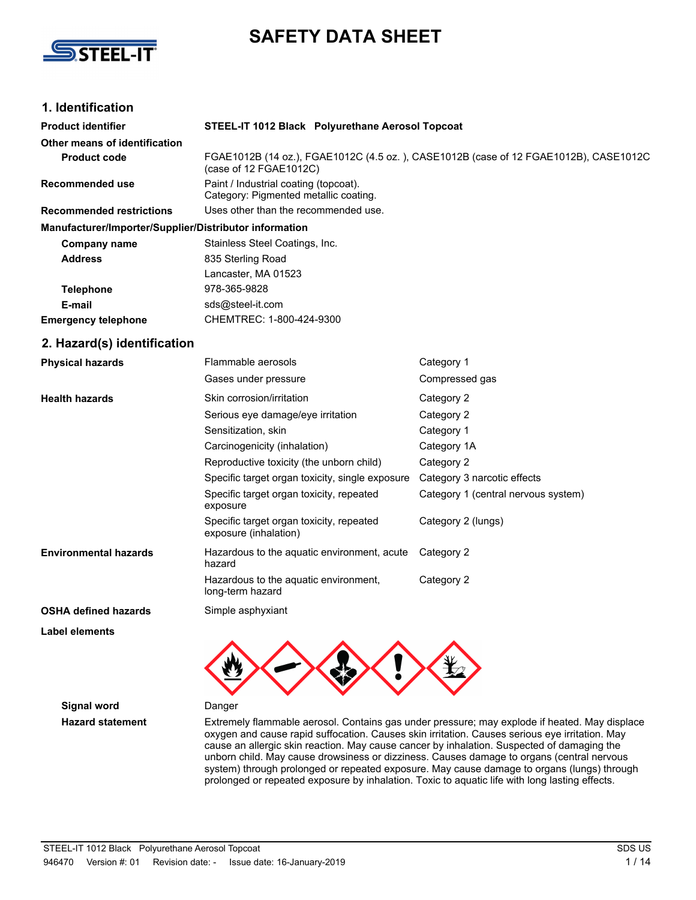# SAFETY DATA SHEET

STEEL-IT

## 1. Identification

| | |
|---|---|
| **Product identifier** | **STEEL-IT 1012 Black Polyurethane Aerosol Topcoat** |
| **Other means of identification** | |
| **Product code** | FGAE1012B (14 oz.), FGAE1012C (4.5 oz. ), CASE1012B (case of 12 FGAE1012B), CASE1012C (case of 12 FGAE1012C) |
| **Recommended use** | Paint / Industrial coating (topcoat). Category: Pigmented metallic coating. |
| **Recommended restrictions** | Uses other than the recommended use. |

**Manufacturer/Importer/Supplier/Distributor information**

| | |
|---|---|
| **Company name** | Stainless Steel Coatings, Inc. |
| **Address** | 835 Sterling Road<br>Lancaster, MA 01523 |
| **Telephone** | 978-365-9828 |
| **E-mail** | sds@steel-it.com |
| **Emergency telephone** | CHEMTREC: 1-800-424-9300 |

## 2. Hazard(s) identification

| | | |
|---|---|---|
| **Physical hazards** | Flammable aerosols | Category 1 |
| | Gases under pressure | Compressed gas |
| **Health hazards** | Skin corrosion/irritation | Category 2 |
| | Serious eye damage/eye irritation | Category 2 |
| | Sensitization, skin | Category 1 |
| | Carcinogenicity (inhalation) | Category 1A |
| | Reproductive toxicity (the unborn child) | Category 2 |
| | Specific target organ toxicity, single exposure | Category 3 narcotic effects |
| | Specific target organ toxicity, repeated exposure | Category 1 (central nervous system) |
| | Specific target organ toxicity, repeated exposure (inhalation) | Category 2 (lungs) |
| **Environmental hazards** | Hazardous to the aquatic environment, acute hazard | Category 2 |
| | Hazardous to the aquatic environment, long-term hazard | Category 2 |
| **OSHA defined hazards** | Simple asphyxiant | |

**Label elements**

| | |
|---|---|
| **Signal word** | Danger |
| **Hazard statement** | Extremely flammable aerosol. Contains gas under pressure; may explode if heated. May displace oxygen and cause rapid suffocation. Causes skin irritation. Causes serious eye irritation. May cause an allergic skin reaction. May cause cancer by inhalation. Suspected of damaging the unborn child. May cause drowsiness or dizziness. Causes damage to organs (central nervous system) through prolonged or repeated exposure. May cause damage to organs (lungs) through prolonged or repeated exposure by inhalation. Toxic to aquatic life with long lasting effects. |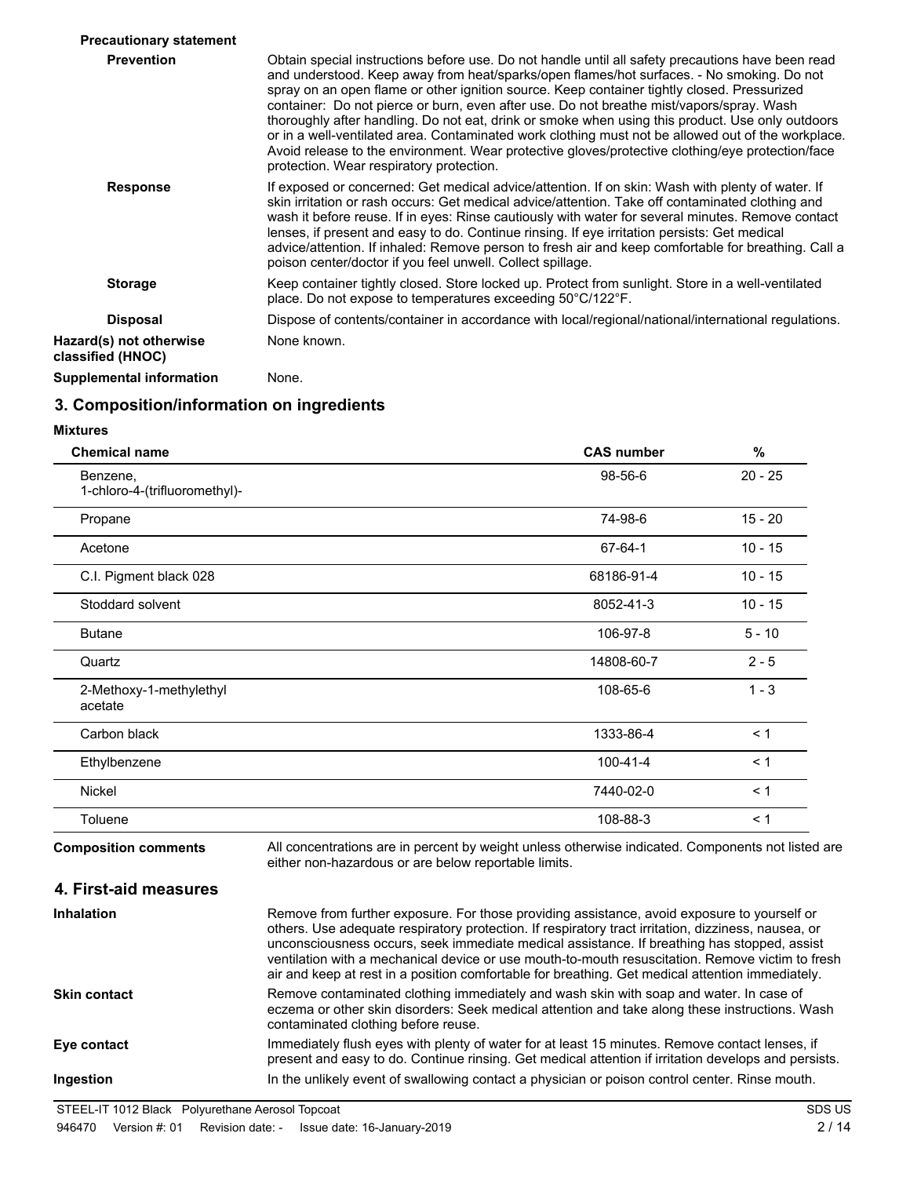**Precautionary statement**

| | |
|---|---|
| **Prevention** | Obtain special instructions before use. Do not handle until all safety precautions have been read and understood. Keep away from heat/sparks/open flames/hot surfaces. - No smoking. Do not spray on an open flame or other ignition source. Keep container tightly closed. Pressurized container: Do not pierce or burn, even after use. Do not breathe mist/vapors/spray. Wash thoroughly after handling. Do not eat, drink or smoke when using this product. Use only outdoors or in a well-ventilated area. Contaminated work clothing must not be allowed out of the workplace. Avoid release to the environment. Wear protective gloves/protective clothing/eye protection/face protection. Wear respiratory protection. |
| **Response** | If exposed or concerned: Get medical advice/attention. If on skin: Wash with plenty of water. If skin irritation or rash occurs: Get medical advice/attention. Take off contaminated clothing and wash it before reuse. If in eyes: Rinse cautiously with water for several minutes. Remove contact lenses, if present and easy to do. Continue rinsing. If eye irritation persists: Get medical advice/attention. If inhaled: Remove person to fresh air and keep comfortable for breathing. Call a poison center/doctor if you feel unwell. Collect spillage. |
| **Storage** | Keep container tightly closed. Store locked up. Protect from sunlight. Store in a well-ventilated place. Do not expose to temperatures exceeding 50°C/122°F. |
| **Disposal** | Dispose of contents/container in accordance with local/regional/national/international regulations. |
| **Hazard(s) not otherwise classified (HNOC)** | None known. |
| **Supplemental information** | None. |

## 3. Composition/information on ingredients

**Mixtures**

| Chemical name | CAS number | % |
|---|---|---|
| Benzene, 1-chloro-4-(trifluoromethyl)- | 98-56-6 | 20 - 25 |
| Propane | 74-98-6 | 15 - 20 |
| Acetone | 67-64-1 | 10 - 15 |
| C.I. Pigment black 028 | 68186-91-4 | 10 - 15 |
| Stoddard solvent | 8052-41-3 | 10 - 15 |
| Butane | 106-97-8 | 5 - 10 |
| Quartz | 14808-60-7 | 2 - 5 |
| 2-Methoxy-1-methylethyl acetate | 108-65-6 | 1 - 3 |
| Carbon black | 1333-86-4 | < 1 |
| Ethylbenzene | 100-41-4 | < 1 |
| Nickel | 7440-02-0 | < 1 |
| Toluene | 108-88-3 | < 1 |

**Composition comments** All concentrations are in percent by weight unless otherwise indicated. Components not listed are either non-hazardous or are below reportable limits.

## 4. First-aid measures

| | |
|---|---|
| **Inhalation** | Remove from further exposure. For those providing assistance, avoid exposure to yourself or others. Use adequate respiratory protection. If respiratory tract irritation, dizziness, nausea, or unconsciousness occurs, seek immediate medical assistance. If breathing has stopped, assist ventilation with a mechanical device or use mouth-to-mouth resuscitation. Remove victim to fresh air and keep at rest in a position comfortable for breathing. Get medical attention immediately. |
| **Skin contact** | Remove contaminated clothing immediately and wash skin with soap and water. In case of eczema or other skin disorders: Seek medical attention and take along these instructions. Wash contaminated clothing before reuse. |
| **Eye contact** | Immediately flush eyes with plenty of water for at least 15 minutes. Remove contact lenses, if present and easy to do. Continue rinsing. Get medical attention if irritation develops and persists. |
| **Ingestion** | In the unlikely event of swallowing contact a physician or poison control center. Rinse mouth. |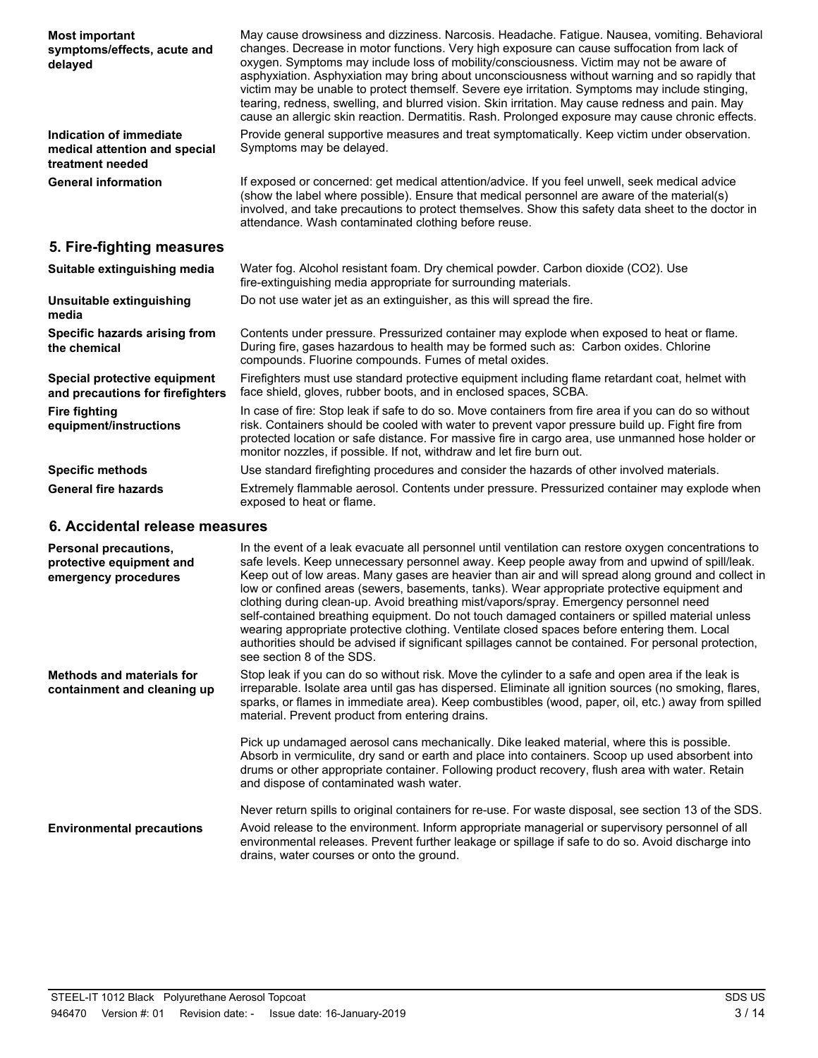**Most important symptoms/effects, acute and delayed**

May cause drowsiness and dizziness. Narcosis. Headache. Fatigue. Nausea, vomiting. Behavioral changes. Decrease in motor functions. Very high exposure can cause suffocation from lack of oxygen. Symptoms may include loss of mobility/consciousness. Victim may not be aware of asphyxiation. Asphyxiation may bring about unconsciousness without warning and so rapidly that victim may be unable to protect themself. Severe eye irritation. Symptoms may include stinging, tearing, redness, swelling, and blurred vision. Skin irritation. May cause redness and pain. May cause an allergic skin reaction. Dermatitis. Rash. Prolonged exposure may cause chronic effects.

**Indication of immediate medical attention and special treatment needed**

Provide general supportive measures and treat symptomatically. Keep victim under observation. Symptoms may be delayed.

**General information**

If exposed or concerned: get medical attention/advice. If you feel unwell, seek medical advice (show the label where possible). Ensure that medical personnel are aware of the material(s) involved, and take precautions to protect themselves. Show this safety data sheet to the doctor in attendance. Wash contaminated clothing before reuse.

## 5. Fire-fighting measures

**Suitable extinguishing media**

Water fog. Alcohol resistant foam. Dry chemical powder. Carbon dioxide ($CO_2$). Use fire-extinguishing media appropriate for surrounding materials.

**Unsuitable extinguishing media**

Do not use water jet as an extinguisher, as this will spread the fire.

**Specific hazards arising from the chemical**

Contents under pressure. Pressurized container may explode when exposed to heat or flame. During fire, gases hazardous to health may be formed such as: Carbon oxides. Chlorine compounds. Fluorine compounds. Fumes of metal oxides.

**Special protective equipment and precautions for firefighters**

Firefighters must use standard protective equipment including flame retardant coat, helmet with face shield, gloves, rubber boots, and in enclosed spaces, SCBA.

**Fire fighting equipment/instructions**

In case of fire: Stop leak if safe to do so. Move containers from fire area if you can do so without risk. Containers should be cooled with water to prevent vapor pressure build up. Fight fire from protected location or safe distance. For massive fire in cargo area, use unmanned hose holder or monitor nozzles, if possible. If not, withdraw and let fire burn out.

**Specific methods**

Use standard firefighting procedures and consider the hazards of other involved materials.

**General fire hazards**

Extremely flammable aerosol. Contents under pressure. Pressurized container may explode when exposed to heat or flame.

## 6. Accidental release measures

**Personal precautions, protective equipment and emergency procedures**

In the event of a leak evacuate all personnel until ventilation can restore oxygen concentrations to safe levels. Keep unnecessary personnel away. Keep people away from and upwind of spill/leak. Keep out of low areas. Many gases are heavier than air and will spread along ground and collect in low or confined areas (sewers, basements, tanks). Wear appropriate protective equipment and clothing during clean-up. Avoid breathing mist/vapors/spray. Emergency personnel need self-contained breathing equipment. Do not touch damaged containers or spilled material unless wearing appropriate protective clothing. Ventilate closed spaces before entering them. Local authorities should be advised if significant spillages cannot be contained. For personal protection, see section 8 of the SDS.

**Methods and materials for containment and cleaning up**

Stop leak if you can do so without risk. Move the cylinder to a safe and open area if the leak is irreparable. Isolate area until gas has dispersed. Eliminate all ignition sources (no smoking, flares, sparks, or flames in immediate area). Keep combustibles (wood, paper, oil, etc.) away from spilled material. Prevent product from entering drains.

Pick up undamaged aerosol cans mechanically. Dike leaked material, where this is possible. Absorb in vermiculite, dry sand or earth and place into containers. Scoop up used absorbent into drums or other appropriate container. Following product recovery, flush area with water. Retain and dispose of contaminated wash water.

Never return spills to original containers for re-use. For waste disposal, see section 13 of the SDS.

**Environmental precautions**

Avoid release to the environment. Inform appropriate managerial or supervisory personnel of all environmental releases. Prevent further leakage or spillage if safe to do so. Avoid discharge into drains, water courses or onto the ground.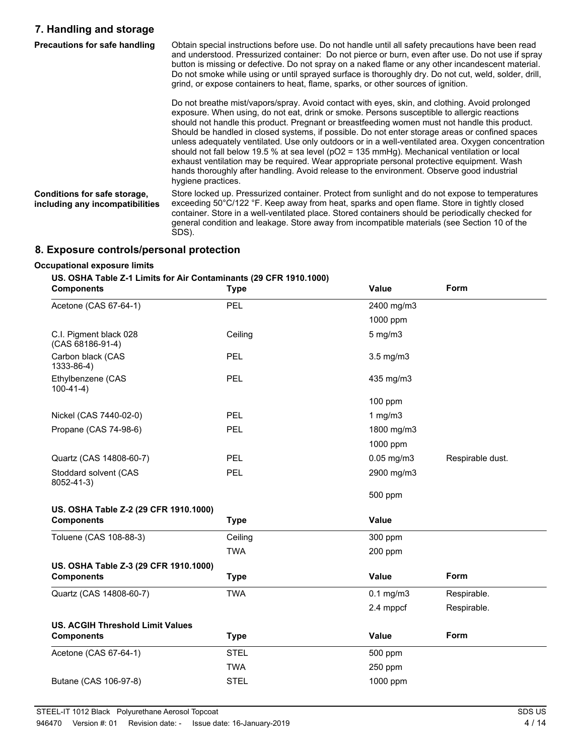## 7. Handling and storage

**Precautions for safe handling**

Obtain special instructions before use. Do not handle until all safety precautions have been read and understood. Pressurized container: Do not pierce or burn, even after use. Do not use if spray button is missing or defective. Do not spray on a naked flame or any other incandescent material. Do not smoke while using or until sprayed surface is thoroughly dry. Do not cut, weld, solder, drill, grind, or expose containers to heat, flame, sparks, or other sources of ignition.

Do not breathe mist/vapors/spray. Avoid contact with eyes, skin, and clothing. Avoid prolonged exposure. When using, do not eat, drink or smoke. Persons susceptible to allergic reactions should not handle this product. Pregnant or breastfeeding women must not handle this product. Should be handled in closed systems, if possible. Do not enter storage areas or confined spaces unless adequately ventilated. Use only outdoors or in a well-ventilated area. Oxygen concentration should not fall below 19.5 % at sea level (pO2 = 135 mmHg). Mechanical ventilation or local exhaust ventilation may be required. Wear appropriate personal protective equipment. Wash hands thoroughly after handling. Avoid release to the environment. Observe good industrial hygiene practices.

**Conditions for safe storage, including any incompatibilities**

Store locked up. Pressurized container. Protect from sunlight and do not expose to temperatures exceeding 50°C/122 °F. Keep away from heat, sparks and open flame. Store in tightly closed container. Store in a well-ventilated place. Stored containers should be periodically checked for general condition and leakage. Store away from incompatible materials (see Section 10 of the SDS).

## 8. Exposure controls/personal protection

**Occupational exposure limits**

**US. OSHA Table Z-1 Limits for Air Contaminants (29 CFR 1910.1000)**

| Components | Type | Value | Form |
|---|---|---|---|
| Acetone (CAS 67-64-1) | PEL | 2400 mg/m3 | |
| | | 1000 ppm | |
| C.I. Pigment black 028 (CAS 68186-91-4) | Ceiling | 5 mg/m3 | |
| Carbon black (CAS 1333-86-4) | PEL | 3.5 mg/m3 | |
| Ethylbenzene (CAS 100-41-4) | PEL | 435 mg/m3 | |
| | | 100 ppm | |
| Nickel (CAS 7440-02-0) | PEL | 1 mg/m3 | |
| Propane (CAS 74-98-6) | PEL | 1800 mg/m3 | |
| | | 1000 ppm | |
| Quartz (CAS 14808-60-7) | PEL | 0.05 mg/m3 | Respirable dust. |
| Stoddard solvent (CAS 8052-41-3) | PEL | 2900 mg/m3 | |
| | | 500 ppm | |

**US. OSHA Table Z-2 (29 CFR 1910.1000)**

| Components | Type | Value |
|---|---|---|
| Toluene (CAS 108-88-3) | Ceiling | 300 ppm |
| | TWA | 200 ppm |

**US. OSHA Table Z-3 (29 CFR 1910.1000)**

| Components | Type | Value | Form |
|---|---|---|---|
| Quartz (CAS 14808-60-7) | TWA | 0.1 mg/m3 | Respirable. |
| | | 2.4 mppcf | Respirable. |

**US. ACGIH Threshold Limit Values**

| Components | Type | Value | Form |
|---|---|---|---|
| Acetone (CAS 67-64-1) | STEL | 500 ppm | |
| | TWA | 250 ppm | |
| Butane (CAS 106-97-8) | STEL | 1000 ppm | |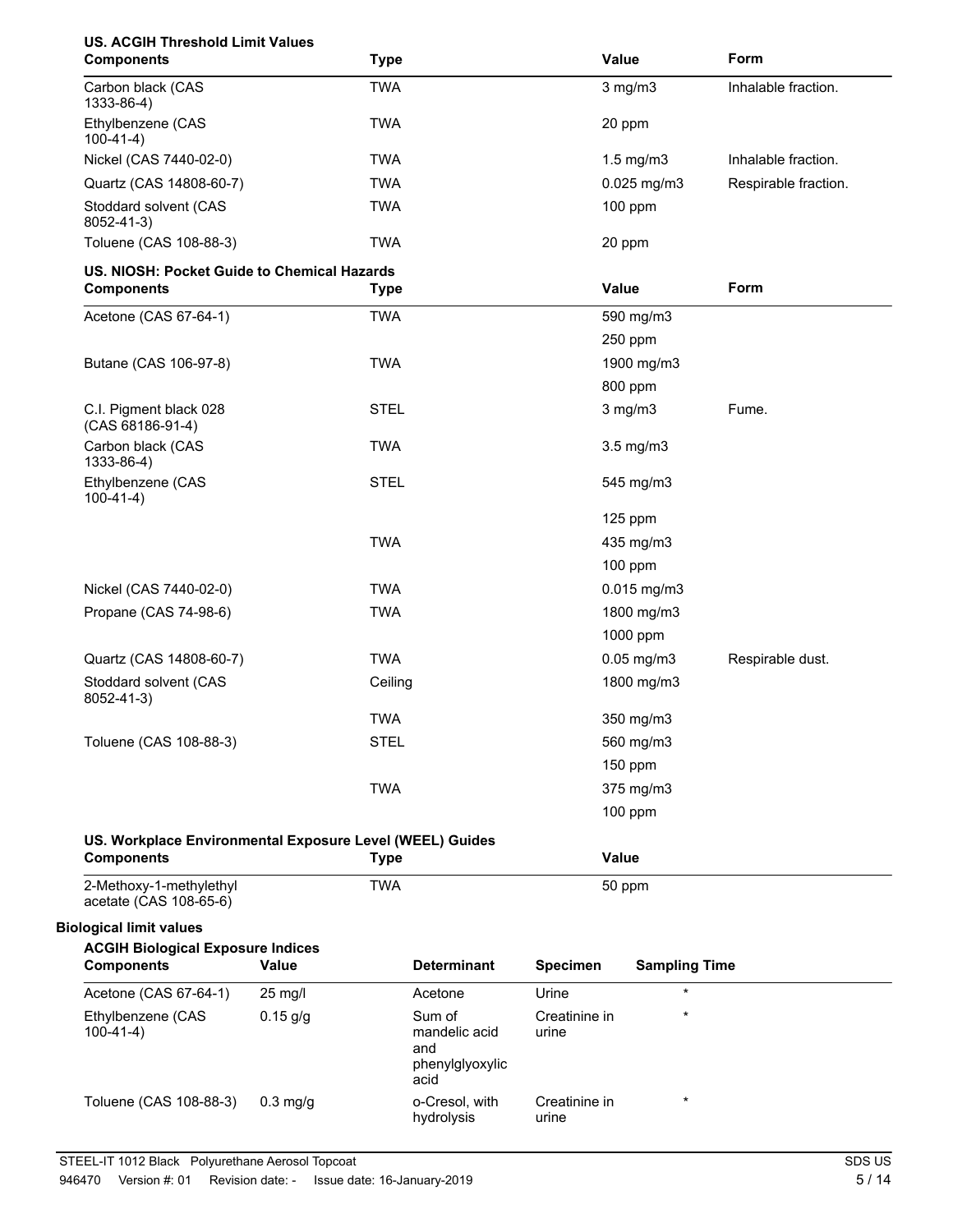**US. ACGIH Threshold Limit Values**

| Components | Type | Value | Form |
|---|---|---|---|
| Carbon black (CAS 1333-86-4) | TWA | 3 mg/m3 | Inhalable fraction. |
| Ethylbenzene (CAS 100-41-4) | TWA | 20 ppm | |
| Nickel (CAS 7440-02-0) | TWA | 1.5 mg/m3 | Inhalable fraction. |
| Quartz (CAS 14808-60-7) | TWA | 0.025 mg/m3 | Respirable fraction. |
| Stoddard solvent (CAS 8052-41-3) | TWA | 100 ppm | |
| Toluene (CAS 108-88-3) | TWA | 20 ppm | |

**US. NIOSH: Pocket Guide to Chemical Hazards**

| Components | Type | Value | Form |
|---|---|---|---|
| Acetone (CAS 67-64-1) | TWA | 590 mg/m3 | |
| | | 250 ppm | |
| Butane (CAS 106-97-8) | TWA | 1900 mg/m3 | |
| | | 800 ppm | |
| C.I. Pigment black 028 (CAS 68186-91-4) | STEL | 3 mg/m3 | Fume. |
| Carbon black (CAS 1333-86-4) | TWA | 3.5 mg/m3 | |
| Ethylbenzene (CAS 100-41-4) | STEL | 545 mg/m3 | |
| | | 125 ppm | |
| | TWA | 435 mg/m3 | |
| | | 100 ppm | |
| Nickel (CAS 7440-02-0) | TWA | 0.015 mg/m3 | |
| Propane (CAS 74-98-6) | TWA | 1800 mg/m3 | |
| | | 1000 ppm | |
| Quartz (CAS 14808-60-7) | TWA | 0.05 mg/m3 | Respirable dust. |
| Stoddard solvent (CAS 8052-41-3) | Ceiling | 1800 mg/m3 | |
| | TWA | 350 mg/m3 | |
| Toluene (CAS 108-88-3) | STEL | 560 mg/m3 | |
| | | 150 ppm | |
| | TWA | 375 mg/m3 | |
| | | 100 ppm | |

**US. Workplace Environmental Exposure Level (WEEL) Guides**

| Components | Type | Value |
|---|---|---|
| 2-Methoxy-1-methylethyl acetate (CAS 108-65-6) | TWA | 50 ppm |

**Biological limit values**

**ACGIH Biological Exposure Indices**

| Components | Value | Determinant | Specimen | Sampling Time |
|---|---|---|---|---|
| Acetone (CAS 67-64-1) | 25 mg/l | Acetone | Urine | * |
| Ethylbenzene (CAS 100-41-4) | 0.15 g/g | Sum of mandelic acid and phenylglyoxylic acid | Creatinine in urine | * |
| Toluene (CAS 108-88-3) | 0.3 mg/g | o-Cresol, with hydrolysis | Creatinine in urine | * |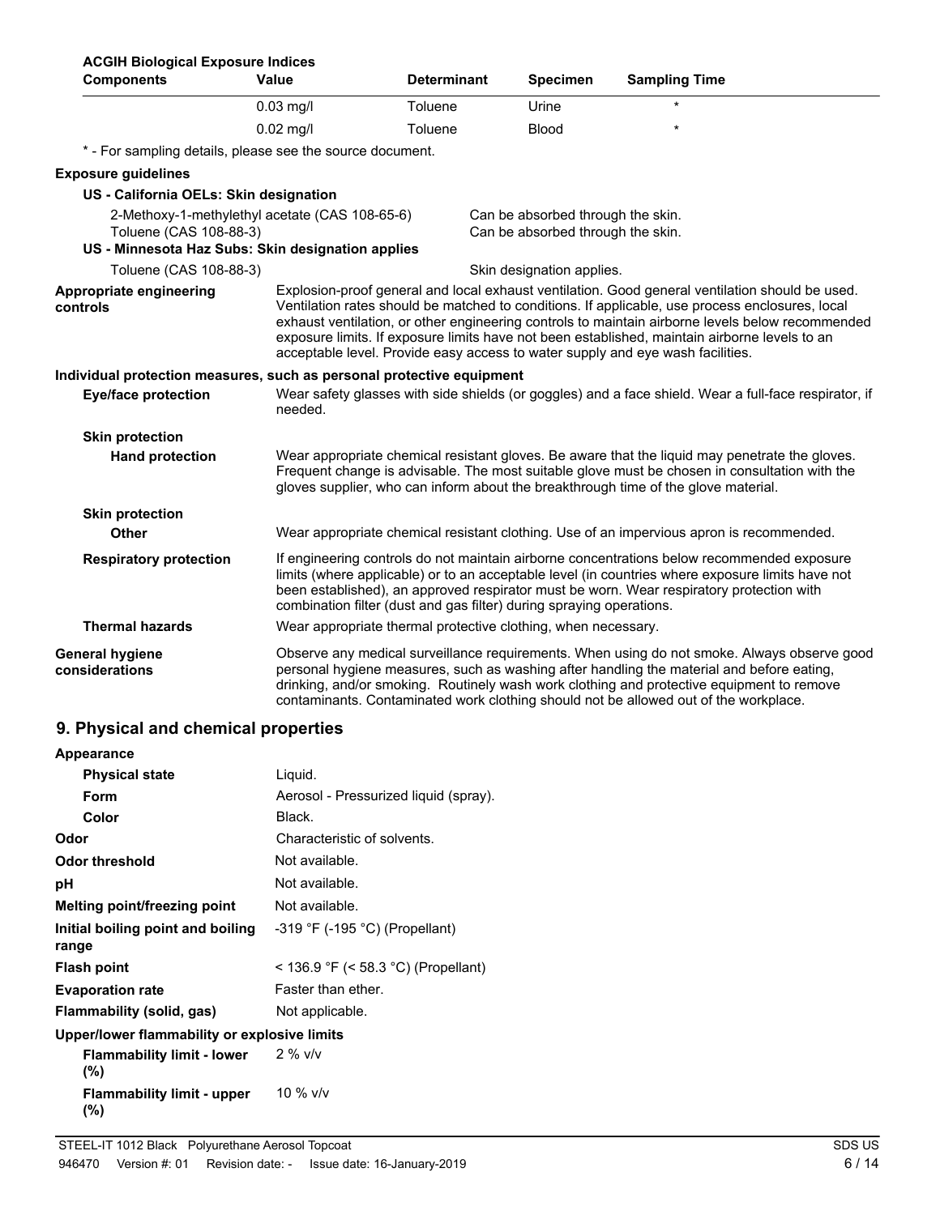**ACGIH Biological Exposure Indices**

| Components | Value | Determinant | Specimen | Sampling Time |
|---|---|---|---|---|
| | 0.03 mg/l | Toluene | Urine | * |
| | 0.02 mg/l | Toluene | Blood | * |

\* - For sampling details, please see the source document.

**Exposure guidelines**

**US - California OELs: Skin designation**

| | |
|---|---|
| 2-Methoxy-1-methylethyl acetate (CAS 108-65-6) | Can be absorbed through the skin. |
| Toluene (CAS 108-88-3) | Can be absorbed through the skin. |

**US - Minnesota Haz Subs: Skin designation applies**

| | |
|---|---|
| Toluene (CAS 108-88-3) | Skin designation applies. |

**Appropriate engineering controls**
Explosion-proof general and local exhaust ventilation. Good general ventilation should be used. Ventilation rates should be matched to conditions. If applicable, use process enclosures, local exhaust ventilation, or other engineering controls to maintain airborne levels below recommended exposure limits. If exposure limits have not been established, maintain airborne levels to an acceptable level. Provide easy access to water supply and eye wash facilities.

**Individual protection measures, such as personal protective equipment**

**Eye/face protection**
Wear safety glasses with side shields (or goggles) and a face shield. Wear a full-face respirator, if needed.

**Skin protection**

**Hand protection**
Wear appropriate chemical resistant gloves. Be aware that the liquid may penetrate the gloves. Frequent change is advisable. The most suitable glove must be chosen in consultation with the gloves supplier, who can inform about the breakthrough time of the glove material.

**Skin protection**

**Other**
Wear appropriate chemical resistant clothing. Use of an impervious apron is recommended.

**Respiratory protection**
If engineering controls do not maintain airborne concentrations below recommended exposure limits (where applicable) or to an acceptable level (in countries where exposure limits have not been established), an approved respirator must be worn. Wear respiratory protection with combination filter (dust and gas filter) during spraying operations.

**Thermal hazards**
Wear appropriate thermal protective clothing, when necessary.

**General hygiene considerations**
Observe any medical surveillance requirements. When using do not smoke. Always observe good personal hygiene measures, such as washing after handling the material and before eating, drinking, and/or smoking. Routinely wash work clothing and protective equipment to remove contaminants. Contaminated work clothing should not be allowed out of the workplace.

## 9. Physical and chemical properties

**Appearance**

| | |
|---|---|
| **Physical state** | Liquid. |
| **Form** | Aerosol - Pressurized liquid (spray). |
| **Color** | Black. |
| **Odor** | Characteristic of solvents. |
| **Odor threshold** | Not available. |
| **pH** | Not available. |
| **Melting point/freezing point** | Not available. |
| **Initial boiling point and boiling range** | -319 °F (-195 °C) (Propellant) |
| **Flash point** | < 136.9 °F (< 58.3 °C) (Propellant) |
| **Evaporation rate** | Faster than ether. |
| **Flammability (solid, gas)** | Not applicable. |

**Upper/lower flammability or explosive limits**

| | |
|---|---|
| **Flammability limit - lower (%)** | 2 % v/v |
| **Flammability limit - upper (%)** | 10 % v/v |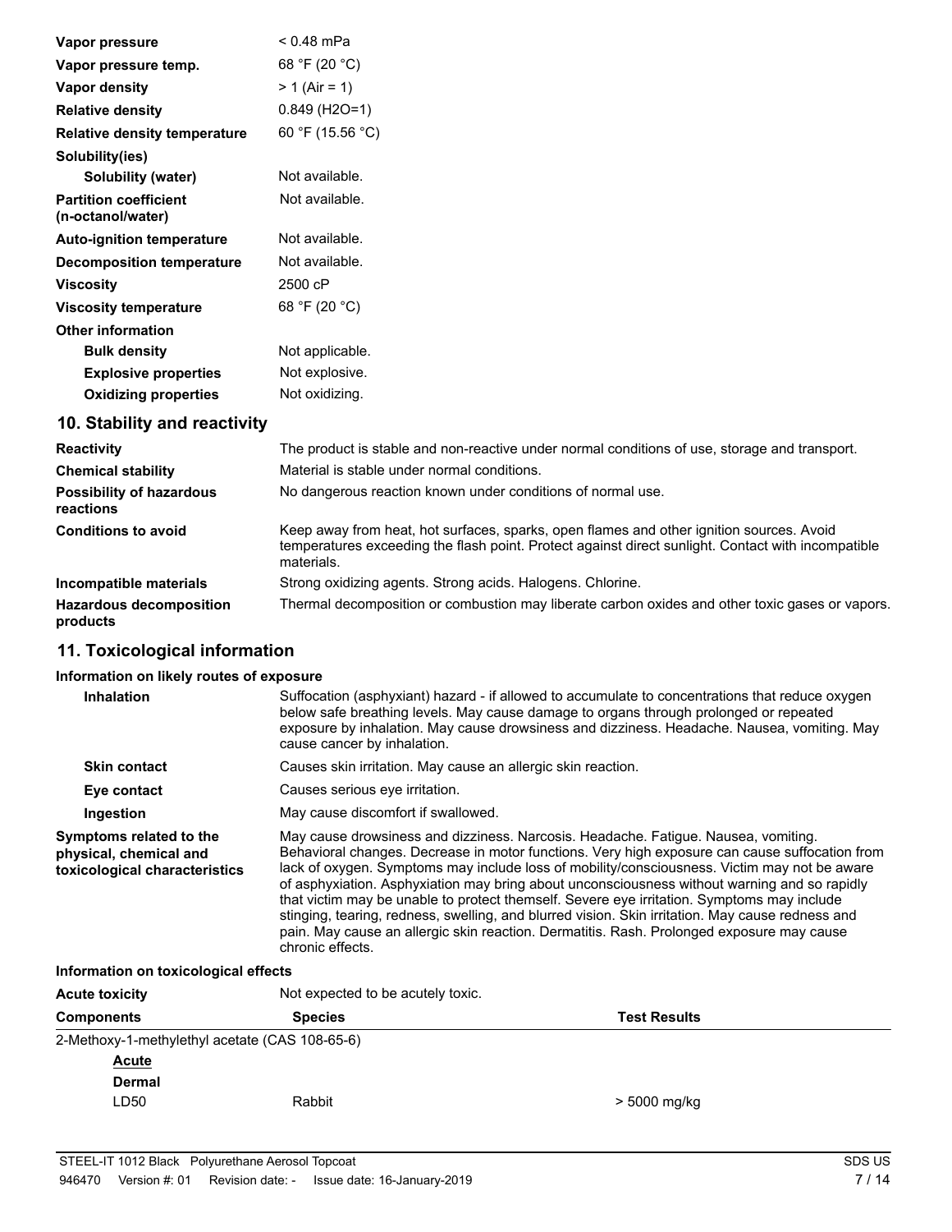| | |
|---|---|
| **Vapor pressure** | < 0.48 mPa |
| **Vapor pressure temp.** | 68 °F (20 °C) |
| **Vapor density** | > 1 (Air = 1) |
| **Relative density** | 0.849 (H2O=1) |
| **Relative density temperature** | 60 °F (15.56 °C) |
| **Solubility(ies)** | |
| **Solubility (water)** | Not available. |
| **Partition coefficient (n-octanol/water)** | Not available. |
| **Auto-ignition temperature** | Not available. |
| **Decomposition temperature** | Not available. |
| **Viscosity** | 2500 cP |
| **Viscosity temperature** | 68 °F (20 °C) |
| **Other information** | |
| **Bulk density** | Not applicable. |
| **Explosive properties** | Not explosive. |
| **Oxidizing properties** | Not oxidizing. |

## 10. Stability and reactivity

| | |
|---|---|
| **Reactivity** | The product is stable and non-reactive under normal conditions of use, storage and transport. |
| **Chemical stability** | Material is stable under normal conditions. |
| **Possibility of hazardous reactions** | No dangerous reaction known under conditions of normal use. |
| **Conditions to avoid** | Keep away from heat, hot surfaces, sparks, open flames and other ignition sources. Avoid temperatures exceeding the flash point. Protect against direct sunlight. Contact with incompatible materials. |
| **Incompatible materials** | Strong oxidizing agents. Strong acids. Halogens. Chlorine. |
| **Hazardous decomposition products** | Thermal decomposition or combustion may liberate carbon oxides and other toxic gases or vapors. |

## 11. Toxicological information

**Information on likely routes of exposure**

| | |
|---|---|
| **Inhalation** | Suffocation (asphyxiant) hazard - if allowed to accumulate to concentrations that reduce oxygen below safe breathing levels. May cause damage to organs through prolonged or repeated exposure by inhalation. May cause drowsiness and dizziness. Headache. Nausea, vomiting. May cause cancer by inhalation. |
| **Skin contact** | Causes skin irritation. May cause an allergic skin reaction. |
| **Eye contact** | Causes serious eye irritation. |
| **Ingestion** | May cause discomfort if swallowed. |
| **Symptoms related to the physical, chemical and toxicological characteristics** | May cause drowsiness and dizziness. Narcosis. Headache. Fatigue. Nausea, vomiting. Behavioral changes. Decrease in motor functions. Very high exposure can cause suffocation from lack of oxygen. Symptoms may include loss of mobility/consciousness. Victim may not be aware of asphyxiation. Asphyxiation may bring about unconsciousness without warning and so rapidly that victim may be unable to protect themself. Severe eye irritation. Symptoms may include stinging, tearing, redness, swelling, and blurred vision. Skin irritation. May cause redness and pain. May cause an allergic skin reaction. Dermatitis. Rash. Prolonged exposure may cause chronic effects. |

**Information on toxicological effects**

**Acute toxicity** Not expected to be acutely toxic.

| Components | Species | Test Results |
|---|---|---|
| 2-Methoxy-1-methylethyl acetate (CAS 108-65-6) | | |
| __Acute__ | | |
| **Dermal** | | |
| LD50 | Rabbit | > 5000 mg/kg |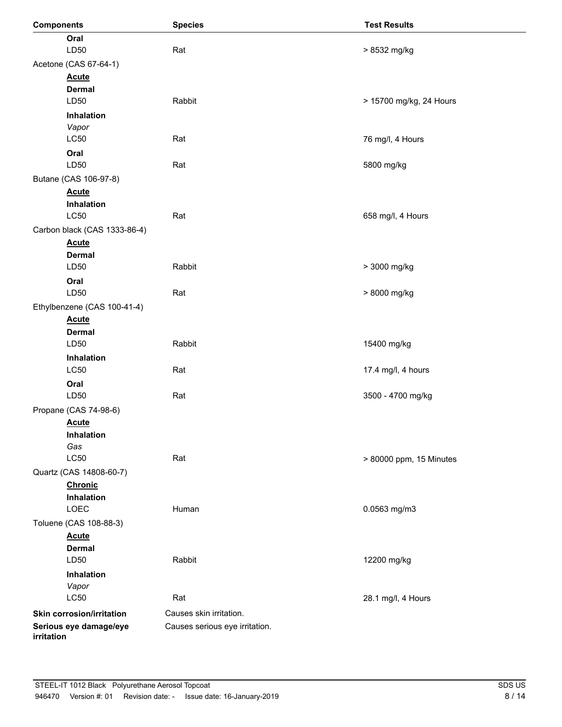| Components | Species | Test Results |
|---|---|---|
| **Oral** | | |
| LD50 | Rat | > 8532 mg/kg |
| Acetone (CAS 67-64-1) | | |
| **Acute** | | |
| **Dermal** | | |
| LD50 | Rabbit | > 15700 mg/kg, 24 Hours |
| **Inhalation** | | |
| *Vapor* | | |
| LC50 | Rat | 76 mg/l, 4 Hours |
| **Oral** | | |
| LD50 | Rat | 5800 mg/kg |
| Butane (CAS 106-97-8) | | |
| **Acute** | | |
| **Inhalation** | | |
| LC50 | Rat | 658 mg/l, 4 Hours |
| Carbon black (CAS 1333-86-4) | | |
| **Acute** | | |
| **Dermal** | | |
| LD50 | Rabbit | > 3000 mg/kg |
| **Oral** | | |
| LD50 | Rat | > 8000 mg/kg |
| Ethylbenzene (CAS 100-41-4) | | |
| **Acute** | | |
| **Dermal** | | |
| LD50 | Rabbit | 15400 mg/kg |
| **Inhalation** | | |
| LC50 | Rat | 17.4 mg/l, 4 hours |
| **Oral** | | |
| LD50 | Rat | 3500 - 4700 mg/kg |
| Propane (CAS 74-98-6) | | |
| **Acute** | | |
| **Inhalation** | | |
| *Gas* | | |
| LC50 | Rat | > 80000 ppm, 15 Minutes |
| Quartz (CAS 14808-60-7) | | |
| **Chronic** | | |
| **Inhalation** | | |
| LOEC | Human | 0.0563 mg/m3 |
| Toluene (CAS 108-88-3) | | |
| **Acute** | | |
| **Dermal** | | |
| LD50 | Rabbit | 12200 mg/kg |
| **Inhalation** | | |
| *Vapor* | | |
| LC50 | Rat | 28.1 mg/l, 4 Hours |

**Skin corrosion/irritation** Causes skin irritation.

**Serious eye damage/eye irritation** Causes serious eye irritation.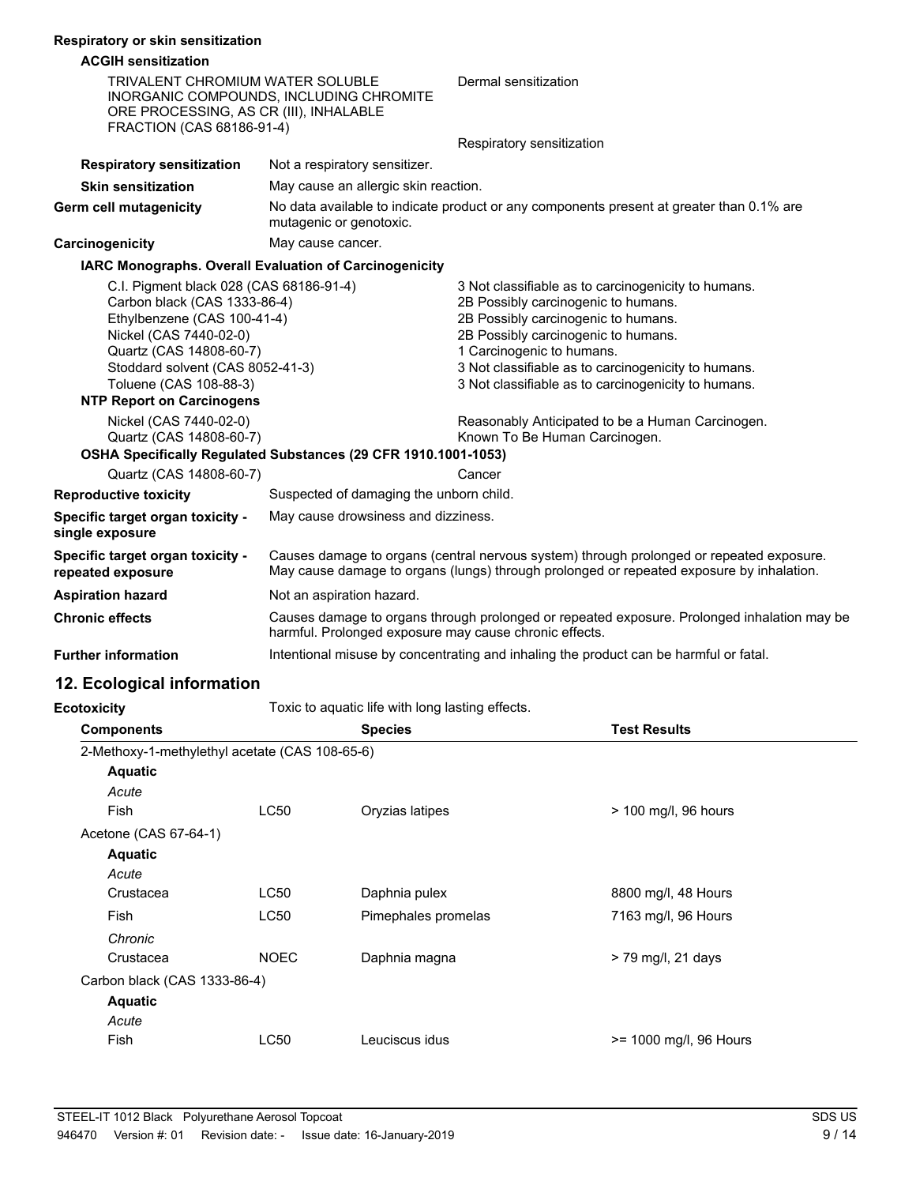**Respiratory or skin sensitization**

**ACGIH sensitization**

| | |
|---|---|
| TRIVALENT CHROMIUM WATER SOLUBLE INORGANIC COMPOUNDS, INCLUDING CHROMITE ORE PROCESSING, AS CR (III), INHALABLE FRACTION (CAS 68186-91-4) | Dermal sensitization |
| | Respiratory sensitization |

| | |
|---|---|
| **Respiratory sensitization** | Not a respiratory sensitizer. |
| **Skin sensitization** | May cause an allergic skin reaction. |
| **Germ cell mutagenicity** | No data available to indicate product or any components present at greater than 0.1% are mutagenic or genotoxic. |
| **Carcinogenicity** | May cause cancer. |

**IARC Monographs. Overall Evaluation of Carcinogenicity**

| | |
|---|---|
| C.I. Pigment black 028 (CAS 68186-91-4) | 3 Not classifiable as to carcinogenicity to humans. |
| Carbon black (CAS 1333-86-4) | 2B Possibly carcinogenic to humans. |
| Ethylbenzene (CAS 100-41-4) | 2B Possibly carcinogenic to humans. |
| Nickel (CAS 7440-02-0) | 2B Possibly carcinogenic to humans. |
| Quartz (CAS 14808-60-7) | 1 Carcinogenic to humans. |
| Stoddard solvent (CAS 8052-41-3) | 3 Not classifiable as to carcinogenicity to humans. |
| Toluene (CAS 108-88-3) | 3 Not classifiable as to carcinogenicity to humans. |

**NTP Report on Carcinogens**

| | |
|---|---|
| Nickel (CAS 7440-02-0) | Reasonably Anticipated to be a Human Carcinogen. |
| Quartz (CAS 14808-60-7) | Known To Be Human Carcinogen. |

**OSHA Specifically Regulated Substances (29 CFR 1910.1001-1053)**

| | |
|---|---|
| Quartz (CAS 14808-60-7) | Cancer |

| | |
|---|---|
| **Reproductive toxicity** | Suspected of damaging the unborn child. |
| **Specific target organ toxicity - single exposure** | May cause drowsiness and dizziness. |
| **Specific target organ toxicity - repeated exposure** | Causes damage to organs (central nervous system) through prolonged or repeated exposure. May cause damage to organs (lungs) through prolonged or repeated exposure by inhalation. |
| **Aspiration hazard** | Not an aspiration hazard. |
| **Chronic effects** | Causes damage to organs through prolonged or repeated exposure. Prolonged inhalation may be harmful. Prolonged exposure may cause chronic effects. |
| **Further information** | Intentional misuse by concentrating and inhaling the product can be harmful or fatal. |

## 12. Ecological information

**Ecotoxicity** Toxic to aquatic life with long lasting effects.

| Components | | Species | Test Results |
|---|---|---|---|
| 2-Methoxy-1-methylethyl acetate (CAS 108-65-6) | | | |
| **Aquatic** | | | |
| *Acute* | | | |
| Fish | LC50 | Oryzias latipes | > 100 mg/l, 96 hours |
| Acetone (CAS 67-64-1) | | | |
| **Aquatic** | | | |
| *Acute* | | | |
| Crustacea | LC50 | Daphnia pulex | 8800 mg/l, 48 Hours |
| Fish | LC50 | Pimephales promelas | 7163 mg/l, 96 Hours |
| *Chronic* | | | |
| Crustacea | NOEC | Daphnia magna | > 79 mg/l, 21 days |
| Carbon black (CAS 1333-86-4) | | | |
| **Aquatic** | | | |
| *Acute* | | | |
| Fish | LC50 | Leuciscus idus | >= 1000 mg/l, 96 Hours |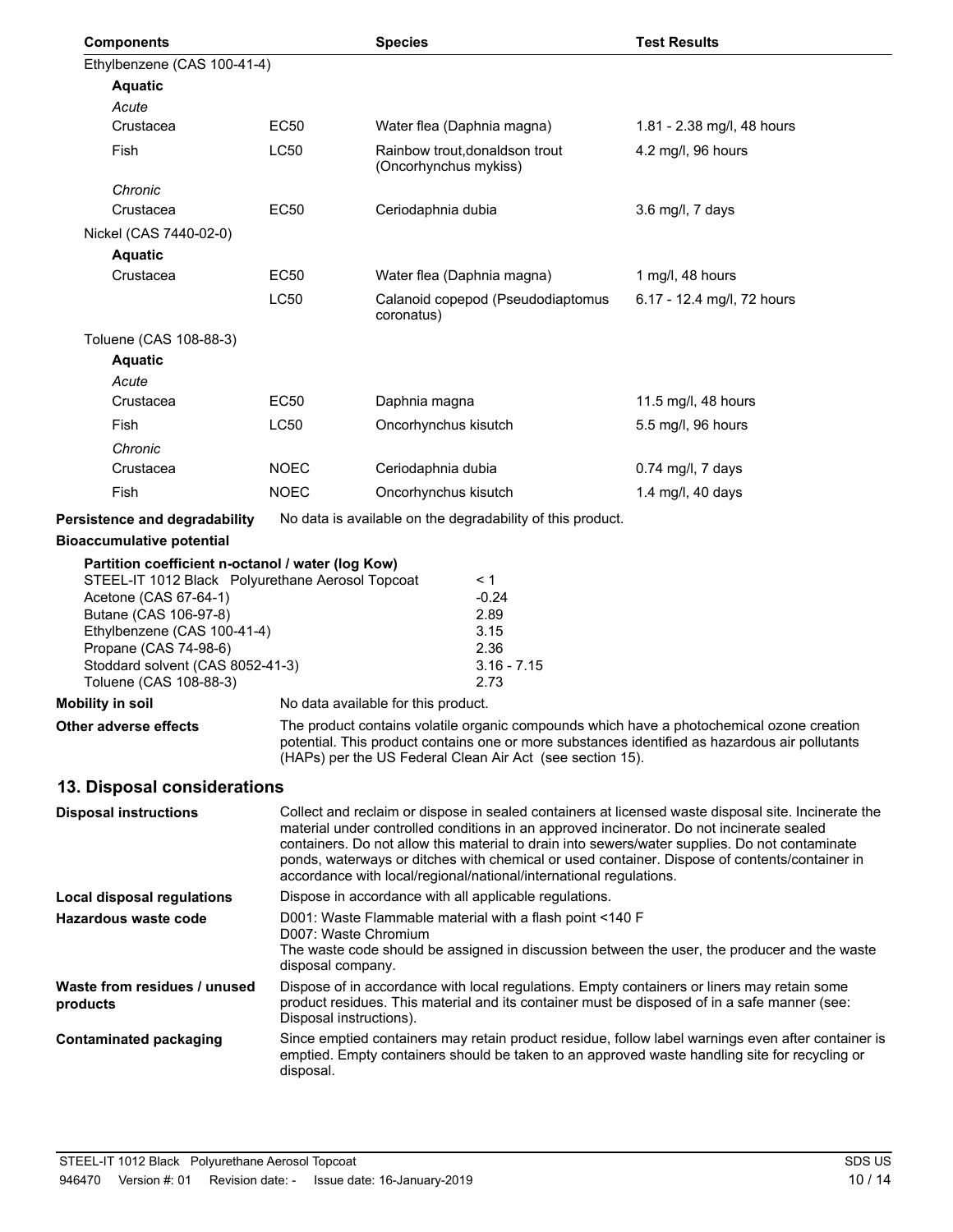| Components | | Species | Test Results |
|---|---|---|---|
| Ethylbenzene (CAS 100-41-4) | | | |
| **Aquatic** | | | |
| *Acute* | | | |
| Crustacea | EC50 | Water flea (Daphnia magna) | 1.81 - 2.38 mg/l, 48 hours |
| Fish | LC50 | Rainbow trout,donaldson trout (Oncorhynchus mykiss) | 4.2 mg/l, 96 hours |
| *Chronic* | | | |
| Crustacea | EC50 | Ceriodaphnia dubia | 3.6 mg/l, 7 days |
| Nickel (CAS 7440-02-0) | | | |
| **Aquatic** | | | |
| Crustacea | EC50 | Water flea (Daphnia magna) | 1 mg/l, 48 hours |
| | LC50 | Calanoid copepod (Pseudodiaptomus coronatus) | 6.17 - 12.4 mg/l, 72 hours |
| Toluene (CAS 108-88-3) | | | |
| **Aquatic** | | | |
| *Acute* | | | |
| Crustacea | EC50 | Daphnia magna | 11.5 mg/l, 48 hours |
| Fish | LC50 | Oncorhynchus kisutch | 5.5 mg/l, 96 hours |
| *Chronic* | | | |
| Crustacea | NOEC | Ceriodaphnia dubia | 0.74 mg/l, 7 days |
| Fish | NOEC | Oncorhynchus kisutch | 1.4 mg/l, 40 days |

**Persistence and degradability** No data is available on the degradability of this product.

**Bioaccumulative potential**

**Partition coefficient n-octanol / water (log Kow)**

| | |
|---|---|
| STEEL-IT 1012 Black Polyurethane Aerosol Topcoat | < 1 |
| Acetone (CAS 67-64-1) | -0.24 |
| Butane (CAS 106-97-8) | 2.89 |
| Ethylbenzene (CAS 100-41-4) | 3.15 |
| Propane (CAS 74-98-6) | 2.36 |
| Stoddard solvent (CAS 8052-41-3) | 3.16 - 7.15 |
| Toluene (CAS 108-88-3) | 2.73 |

**Mobility in soil** No data available for this product.

**Other adverse effects** The product contains volatile organic compounds which have a photochemical ozone creation potential. This product contains one or more substances identified as hazardous air pollutants (HAPs) per the US Federal Clean Air Act (see section 15).

## 13. Disposal considerations

**Disposal instructions** Collect and reclaim or dispose in sealed containers at licensed waste disposal site. Incinerate the material under controlled conditions in an approved incinerator. Do not incinerate sealed containers. Do not allow this material to drain into sewers/water supplies. Do not contaminate ponds, waterways or ditches with chemical or used container. Dispose of contents/container in accordance with local/regional/national/international regulations.

**Local disposal regulations** Dispose in accordance with all applicable regulations.

**Hazardous waste code** D001: Waste Flammable material with a flash point <140 F
D007: Waste Chromium
The waste code should be assigned in discussion between the user, the producer and the waste disposal company.

**Waste from residues / unused products** Dispose of in accordance with local regulations. Empty containers or liners may retain some product residues. This material and its container must be disposed of in a safe manner (see: Disposal instructions).

**Contaminated packaging** Since emptied containers may retain product residue, follow label warnings even after container is emptied. Empty containers should be taken to an approved waste handling site for recycling or disposal.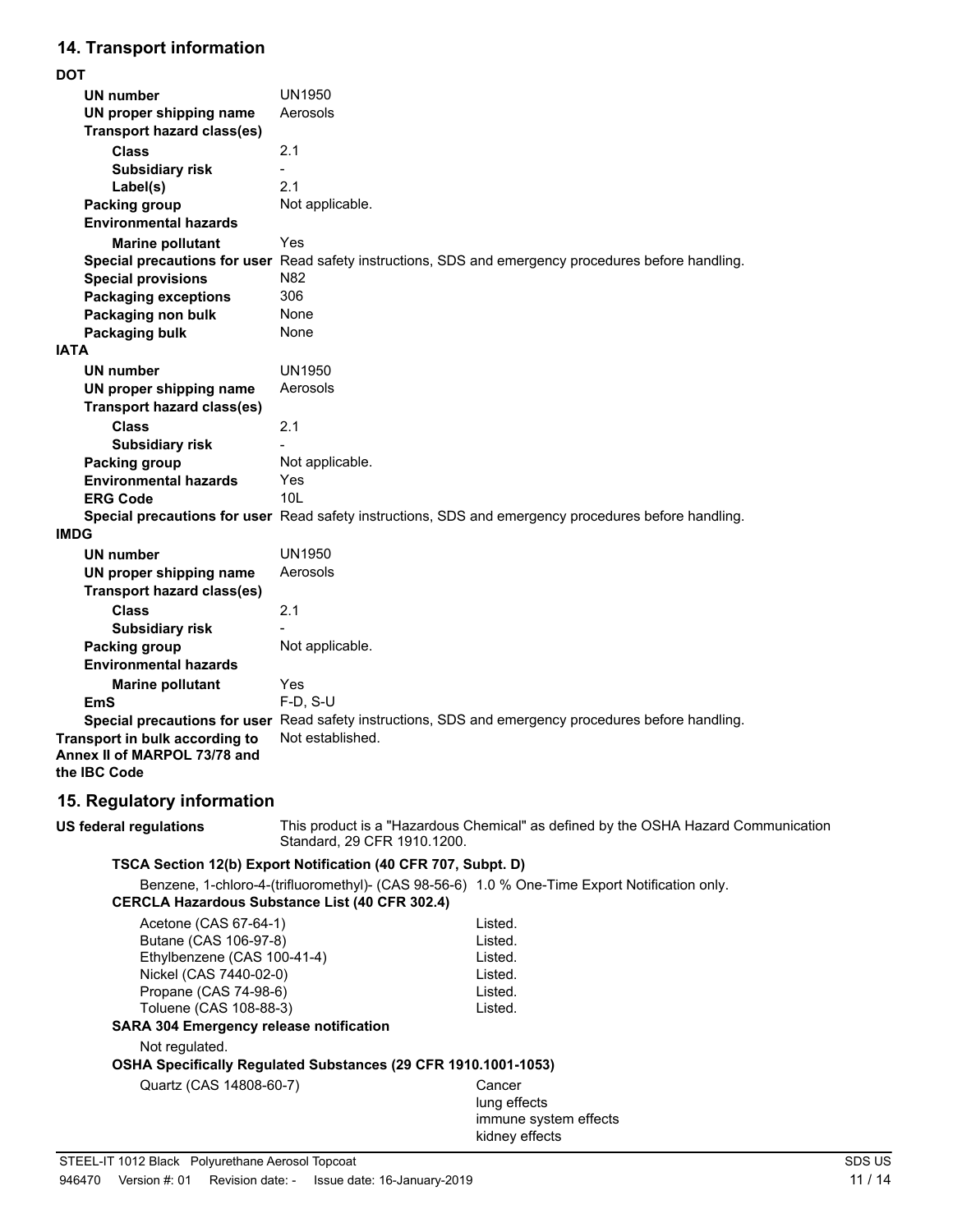## 14. Transport information

**DOT**

| | |
|---|---|
| **UN number** | UN1950 |
| **UN proper shipping name** | Aerosols |
| **Transport hazard class(es)** | |
| **Class** | 2.1 |
| **Subsidiary risk** | - |
| **Label(s)** | 2.1 |
| **Packing group** | Not applicable. |
| **Environmental hazards** | |
| **Marine pollutant** | Yes |
| **Special precautions for user** | Read safety instructions, SDS and emergency procedures before handling. |
| **Special provisions** | N82 |
| **Packaging exceptions** | 306 |
| **Packaging non bulk** | None |
| **Packaging bulk** | None |

**IATA**

| | |
|---|---|
| **UN number** | UN1950 |
| **UN proper shipping name** | Aerosols |
| **Transport hazard class(es)** | |
| **Class** | 2.1 |
| **Subsidiary risk** | - |
| **Packing group** | Not applicable. |
| **Environmental hazards** | Yes |
| **ERG Code** | 10L |
| **Special precautions for user** | Read safety instructions, SDS and emergency procedures before handling. |

**IMDG**

| | |
|---|---|
| **UN number** | UN1950 |
| **UN proper shipping name** | Aerosols |
| **Transport hazard class(es)** | |
| **Class** | 2.1 |
| **Subsidiary risk** | - |
| **Packing group** | Not applicable. |
| **Environmental hazards** | |
| **Marine pollutant** | Yes |
| **EmS** | F-D, S-U |
| **Special precautions for user** | Read safety instructions, SDS and emergency procedures before handling. |

**Transport in bulk according to Annex II of MARPOL 73/78 and the IBC Code** Not established.

## 15. Regulatory information

**US federal regulations** This product is a "Hazardous Chemical" as defined by the OSHA Hazard Communication Standard, 29 CFR 1910.1200.

**TSCA Section 12(b) Export Notification (40 CFR 707, Subpt. D)**

Benzene, 1-chloro-4-(trifluoromethyl)- (CAS 98-56-6) 1.0 % One-Time Export Notification only.

**CERCLA Hazardous Substance List (40 CFR 302.4)**

| | |
|---|---|
| Acetone (CAS 67-64-1) | Listed. |
| Butane (CAS 106-97-8) | Listed. |
| Ethylbenzene (CAS 100-41-4) | Listed. |
| Nickel (CAS 7440-02-0) | Listed. |
| Propane (CAS 74-98-6) | Listed. |
| Toluene (CAS 108-88-3) | Listed. |

**SARA 304 Emergency release notification**

Not regulated.

**OSHA Specifically Regulated Substances (29 CFR 1910.1001-1053)**

| | |
|---|---|
| Quartz (CAS 14808-60-7) | Cancer<br>lung effects<br>immune system effects<br>kidney effects |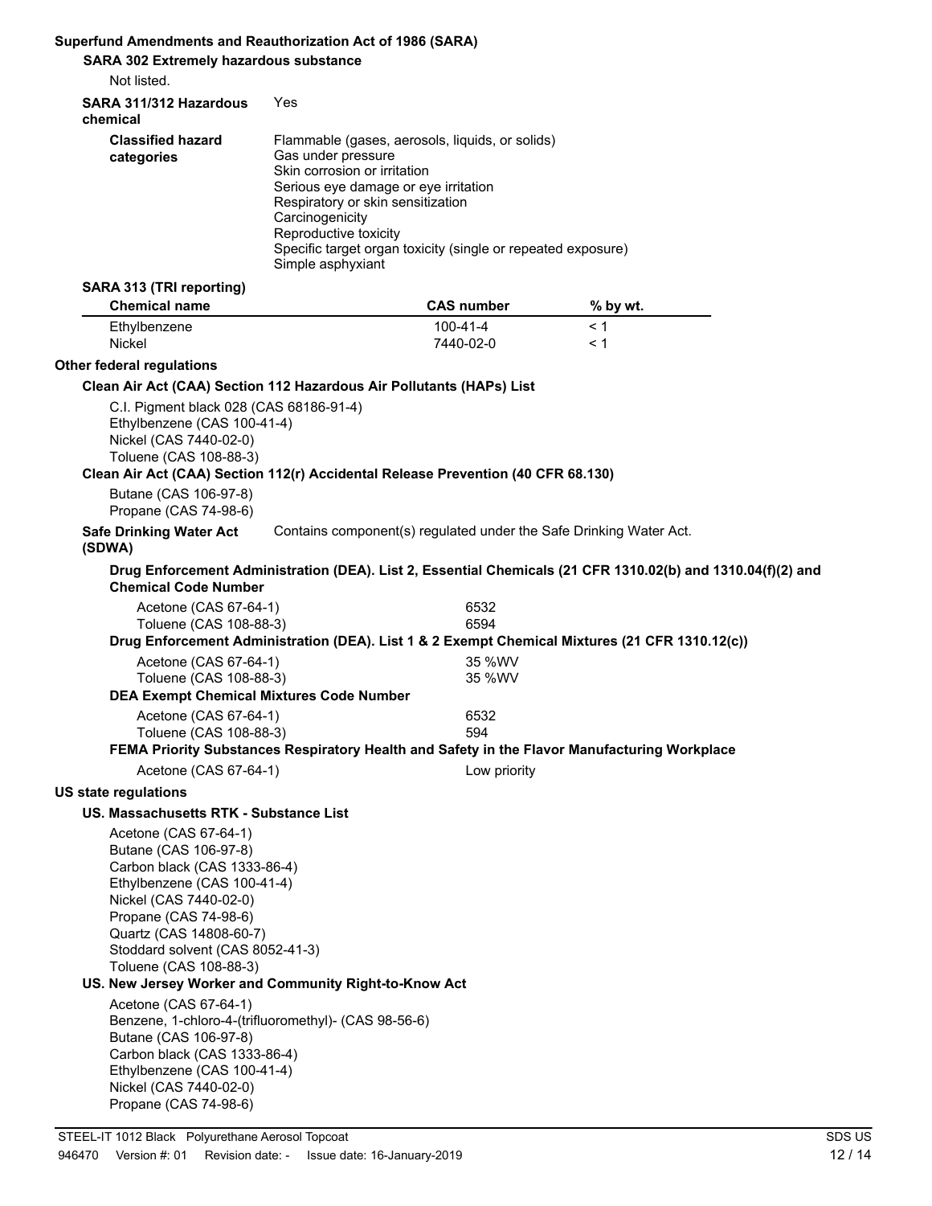**Superfund Amendments and Reauthorization Act of 1986 (SARA)**

**SARA 302 Extremely hazardous substance**

Not listed.

**SARA 311/312 Hazardous chemical** Yes

**Classified hazard categories**

Flammable (gases, aerosols, liquids, or solids)
Gas under pressure
Skin corrosion or irritation
Serious eye damage or eye irritation
Respiratory or skin sensitization
Carcinogenicity
Reproductive toxicity
Specific target organ toxicity (single or repeated exposure)
Simple asphyxiant

**SARA 313 (TRI reporting)**

| Chemical name | CAS number | % by wt. |
|---|---|---|
| Ethylbenzene | 100-41-4 | < 1 |
| Nickel | 7440-02-0 | < 1 |

**Other federal regulations**

**Clean Air Act (CAA) Section 112 Hazardous Air Pollutants (HAPs) List**

C.I. Pigment black 028 (CAS 68186-91-4)
Ethylbenzene (CAS 100-41-4)
Nickel (CAS 7440-02-0)
Toluene (CAS 108-88-3)

**Clean Air Act (CAA) Section 112(r) Accidental Release Prevention (40 CFR 68.130)**

Butane (CAS 106-97-8)
Propane (CAS 74-98-6)

**Safe Drinking Water Act (SDWA)** Contains component(s) regulated under the Safe Drinking Water Act.

**Drug Enforcement Administration (DEA). List 2, Essential Chemicals (21 CFR 1310.02(b) and 1310.04(f)(2) and Chemical Code Number**

| | |
|---|---|
| Acetone (CAS 67-64-1) | 6532 |
| Toluene (CAS 108-88-3) | 6594 |

**Drug Enforcement Administration (DEA). List 1 & 2 Exempt Chemical Mixtures (21 CFR 1310.12(c))**

| | |
|---|---|
| Acetone (CAS 67-64-1) | 35 %WV |
| Toluene (CAS 108-88-3) | 35 %WV |

**DEA Exempt Chemical Mixtures Code Number**

| | |
|---|---|
| Acetone (CAS 67-64-1) | 6532 |
| Toluene (CAS 108-88-3) | 594 |

**FEMA Priority Substances Respiratory Health and Safety in the Flavor Manufacturing Workplace**

| | |
|---|---|
| Acetone (CAS 67-64-1) | Low priority |

**US state regulations**

**US. Massachusetts RTK - Substance List**

Acetone (CAS 67-64-1)
Butane (CAS 106-97-8)
Carbon black (CAS 1333-86-4)
Ethylbenzene (CAS 100-41-4)
Nickel (CAS 7440-02-0)
Propane (CAS 74-98-6)
Quartz (CAS 14808-60-7)
Stoddard solvent (CAS 8052-41-3)
Toluene (CAS 108-88-3)

**US. New Jersey Worker and Community Right-to-Know Act**

Acetone (CAS 67-64-1)
Benzene, 1-chloro-4-(trifluoromethyl)- (CAS 98-56-6)
Butane (CAS 106-97-8)
Carbon black (CAS 1333-86-4)
Ethylbenzene (CAS 100-41-4)
Nickel (CAS 7440-02-0)
Propane (CAS 74-98-6)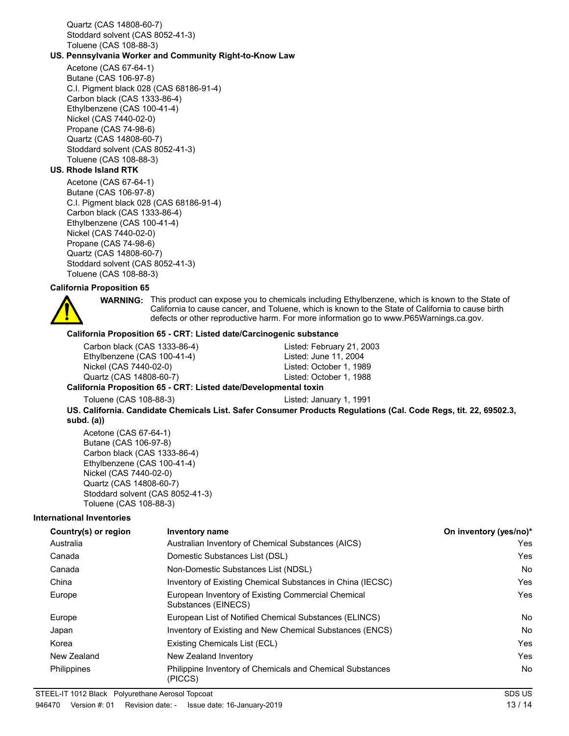Quartz (CAS 14808-60-7)
Stoddard solvent (CAS 8052-41-3)
Toluene (CAS 108-88-3)

**US. Pennsylvania Worker and Community Right-to-Know Law**

Acetone (CAS 67-64-1)
Butane (CAS 106-97-8)
C.I. Pigment black 028 (CAS 68186-91-4)
Carbon black (CAS 1333-86-4)
Ethylbenzene (CAS 100-41-4)
Nickel (CAS 7440-02-0)
Propane (CAS 74-98-6)
Quartz (CAS 14808-60-7)
Stoddard solvent (CAS 8052-41-3)
Toluene (CAS 108-88-3)

**US. Rhode Island RTK**

Acetone (CAS 67-64-1)
Butane (CAS 106-97-8)
C.I. Pigment black 028 (CAS 68186-91-4)
Carbon black (CAS 1333-86-4)
Ethylbenzene (CAS 100-41-4)
Nickel (CAS 7440-02-0)
Propane (CAS 74-98-6)
Quartz (CAS 14808-60-7)
Stoddard solvent (CAS 8052-41-3)
Toluene (CAS 108-88-3)

**California Proposition 65**

**WARNING:** This product can expose you to chemicals including Ethylbenzene, which is known to the State of California to cause cancer, and Toluene, which is known to the State of California to cause birth defects or other reproductive harm. For more information go to www.P65Warnings.ca.gov.

**California Proposition 65 - CRT: Listed date/Carcinogenic substance**

| | |
|---|---|
| Carbon black (CAS 1333-86-4) | Listed: February 21, 2003 |
| Ethylbenzene (CAS 100-41-4) | Listed: June 11, 2004 |
| Nickel (CAS 7440-02-0) | Listed: October 1, 1989 |
| Quartz (CAS 14808-60-7) | Listed: October 1, 1988 |

**California Proposition 65 - CRT: Listed date/Developmental toxin**

| | |
|---|---|
| Toluene (CAS 108-88-3) | Listed: January 1, 1991 |

**US. California. Candidate Chemicals List. Safer Consumer Products Regulations (Cal. Code Regs, tit. 22, 69502.3, subd. (a))**

Acetone (CAS 67-64-1)
Butane (CAS 106-97-8)
Carbon black (CAS 1333-86-4)
Ethylbenzene (CAS 100-41-4)
Nickel (CAS 7440-02-0)
Quartz (CAS 14808-60-7)
Stoddard solvent (CAS 8052-41-3)
Toluene (CAS 108-88-3)

**International Inventories**

| Country(s) or region | Inventory name | On inventory (yes/no)* |
|---|---|---|
| Australia | Australian Inventory of Chemical Substances (AICS) | Yes |
| Canada | Domestic Substances List (DSL) | Yes |
| Canada | Non-Domestic Substances List (NDSL) | No |
| China | Inventory of Existing Chemical Substances in China (IECSC) | Yes |
| Europe | European Inventory of Existing Commercial Chemical Substances (EINECS) | Yes |
| Europe | European List of Notified Chemical Substances (ELINCS) | No |
| Japan | Inventory of Existing and New Chemical Substances (ENCS) | No |
| Korea | Existing Chemicals List (ECL) | Yes |
| New Zealand | New Zealand Inventory | Yes |
| Philippines | Philippine Inventory of Chemicals and Chemical Substances (PICCS) | No |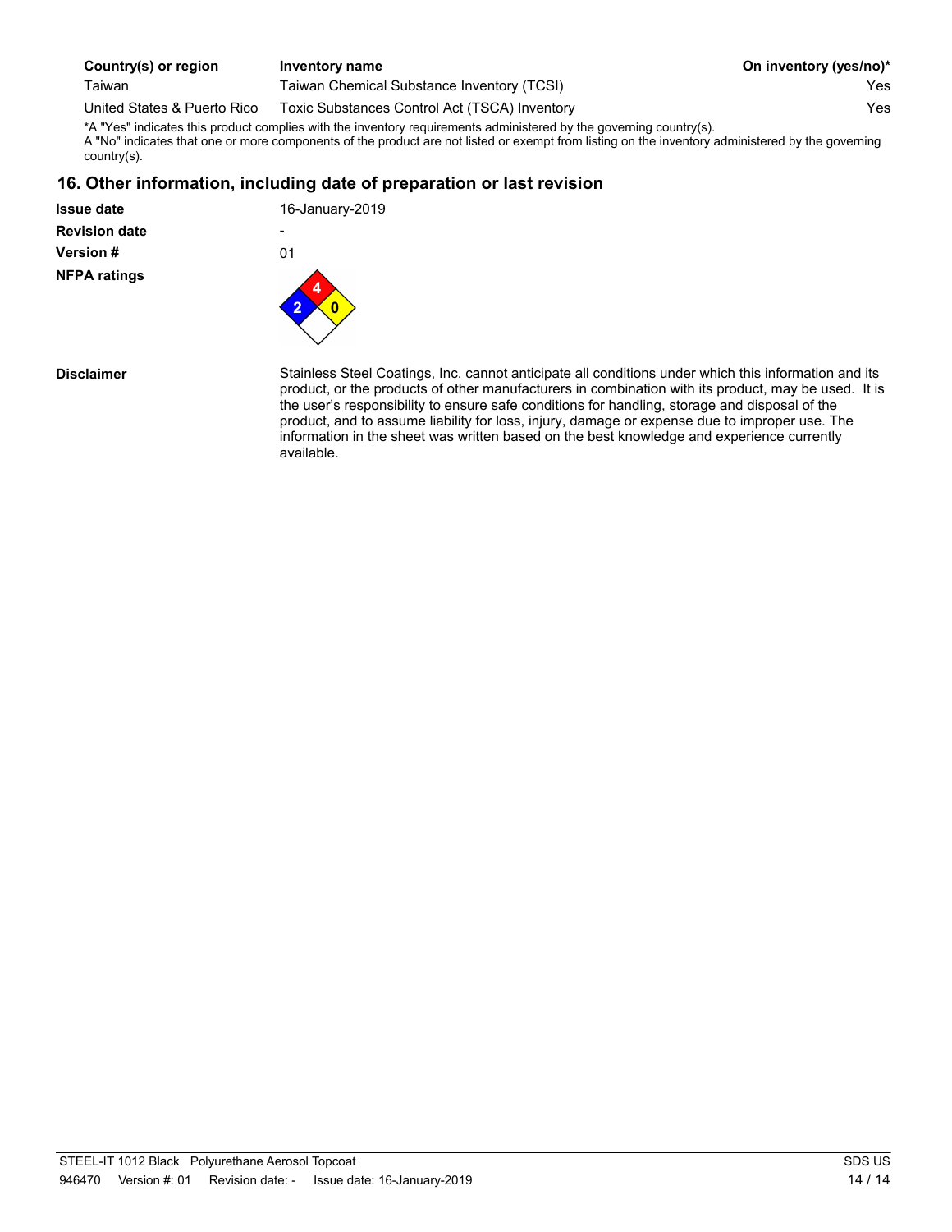| Country(s) or region | Inventory name | On inventory (yes/no)* |
| --- | --- | --- |
| Taiwan | Taiwan Chemical Substance Inventory (TCSI) | Yes |
| United States & Puerto Rico | Toxic Substances Control Act (TSCA) Inventory | Yes |

*A "Yes" indicates this product complies with the inventory requirements administered by the governing country(s).
A "No" indicates that one or more components of the product are not listed or exempt from listing on the inventory administered by the governing country(s).

## 16. Other information, including date of preparation or last revision

**Issue date** 16-January-2019

**Revision date** -

**Version #** 01

**NFPA ratings**

4
2 0

**Disclaimer** Stainless Steel Coatings, Inc. cannot anticipate all conditions under which this information and its product, or the products of other manufacturers in combination with its product, may be used. It is the user's responsibility to ensure safe conditions for handling, storage and disposal of the product, and to assume liability for loss, injury, damage or expense due to improper use. The information in the sheet was written based on the best knowledge and experience currently available.